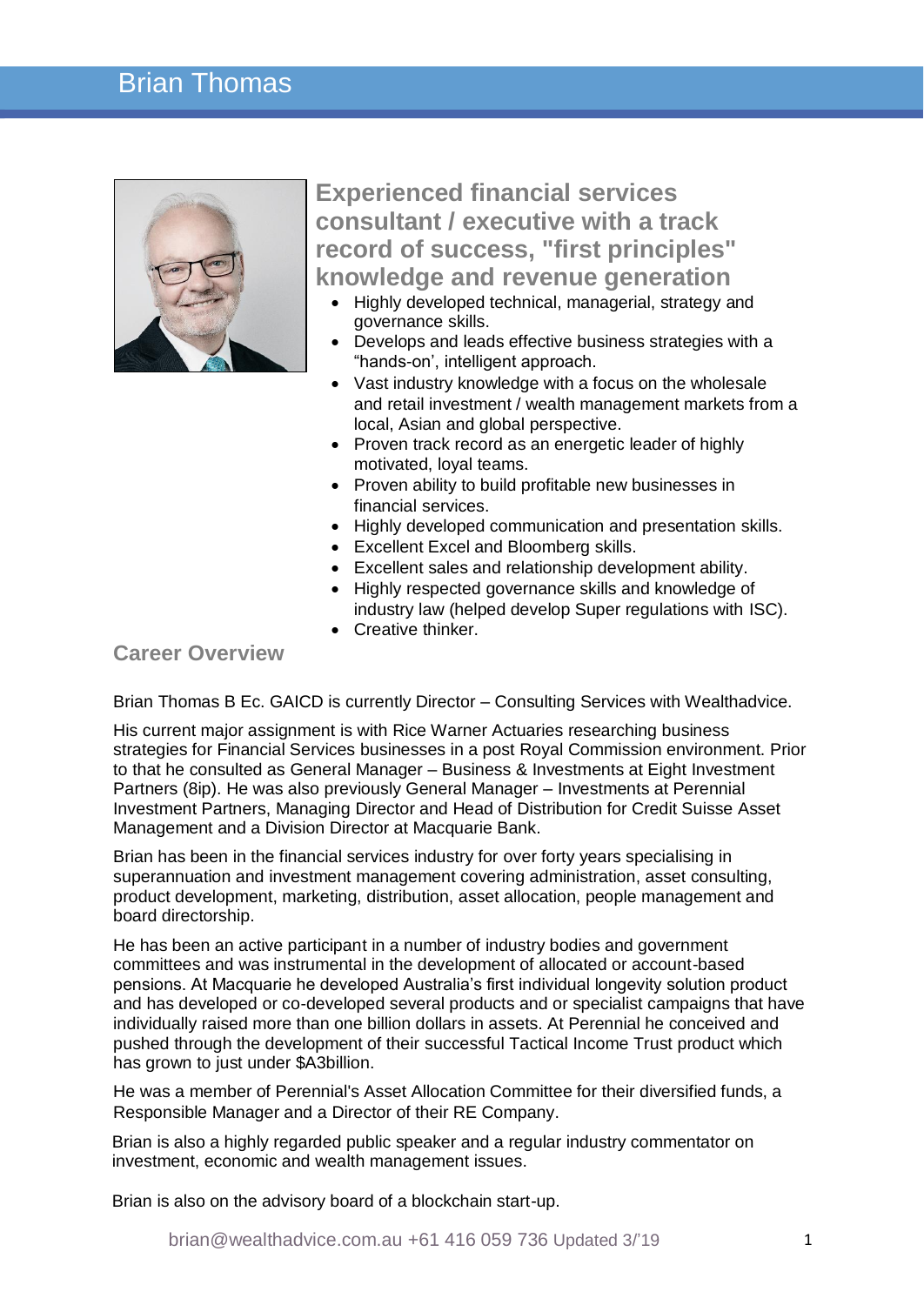# Brian Thomas

## Experienced financial services consultant / executive with a track record of success, "first principles" knowledge and revenue generation

- Highly developed technical, managerial, strategy and governance skills.
- Develops and leads effective business strategies with a "hands-on', intelligent approach.
- Vast industry knowledge with a focus on the wholesale and retail investment / wealth management markets from a local, Asian and global perspective.
- Proven track record as an energetic leader of highly motivated, loyal teams.
- Proven ability to build profitable new businesses in financial services.
- Highly developed communication and presentation skills.
- Excellent Excel and Bloomberg skills.
- Excellent sales and relationship development ability.
- Highly respected governance skills and knowledge of industry law (helped develop Super regulations with ISC).
- Creative thinker.

## Career Overview

Brian Thomas B Ec. GAICD is currently Director – Consulting Services with Wealthadvice.

His current major assignment is with Rice Warner Actuaries researching business strategies for Financial Services businesses in a post Royal Commission environment. Prior to that he consulted as General Manager – Business & Investments at Eight Investment Partners (8ip). He was also previously General Manager – Investments at Perennial Investment Partners, Managing Director and Head of Distribution for Credit Suisse Asset Management and a Division Director at Macquarie Bank.

Brian has been in the financial services industry for over forty years specialising in superannuation and investment management covering administration, asset consulting, product development, marketing, distribution, asset allocation, people management and board directorship.

He has been an active participant in a number of industry bodies and government committees and was instrumental in the development of allocated or account-based pensions. At Macquarie he developed Australia's first individual longevity solution product and has developed or co-developed several products and or specialist campaigns that have individually raised more than one billion dollars in assets. At Perennial he conceived and pushed through the development of their successful Tactical Income Trust product which has grown to just under $A3billion.

He was a member of Perennial's Asset Allocation Committee for their diversified funds, a Responsible Manager and a Director of their RE Company.

Brian is also a highly regarded public speaker and a regular industry commentator on investment, economic and wealth management issues.

Brian is also on the advisory board of a blockchain start-up.

brian@wealthadvice.com.au +61 416 059 736 Updated 3/'19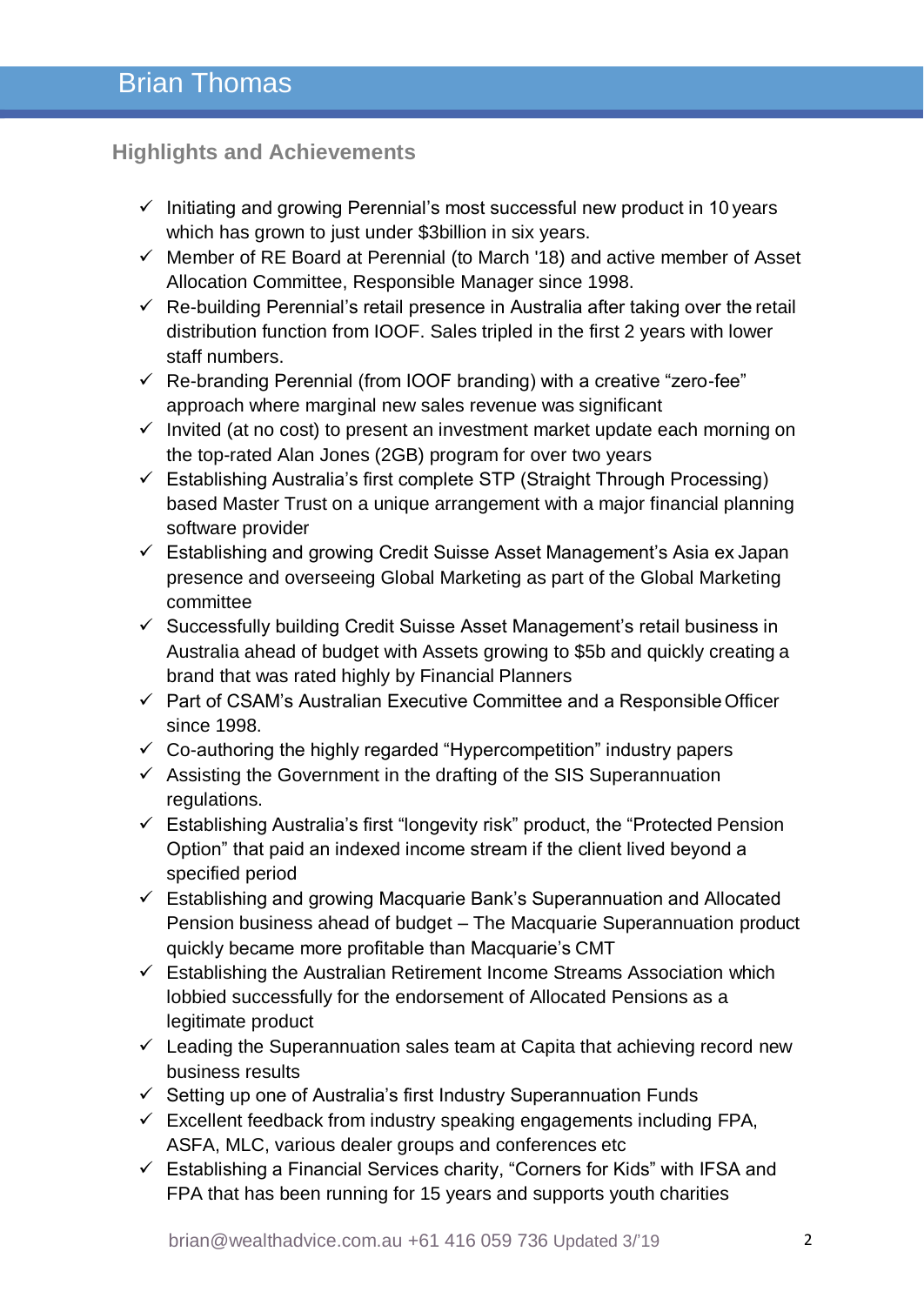## Highlights and Achievements

- ✓ Initiating and growing Perennial's most successful new product in 10 years which has grown to just under $3billion in six years.
- ✓ Member of RE Board at Perennial (to March '18) and active member of Asset Allocation Committee, Responsible Manager since 1998.
- ✓ Re-building Perennial's retail presence in Australia after taking over the retail distribution function from IOOF. Sales tripled in the first 2 years with lower staff numbers.
- ✓ Re-branding Perennial (from IOOF branding) with a creative "zero-fee" approach where marginal new sales revenue was significant
- ✓ Invited (at no cost) to present an investment market update each morning on the top-rated Alan Jones (2GB) program for over two years
- ✓ Establishing Australia's first complete STP (Straight Through Processing) based Master Trust on a unique arrangement with a major financial planning software provider
- ✓ Establishing and growing Credit Suisse Asset Management's Asia ex Japan presence and overseeing Global Marketing as part of the Global Marketing committee
- ✓ Successfully building Credit Suisse Asset Management's retail business in Australia ahead of budget with Assets growing to $5b and quickly creating a brand that was rated highly by Financial Planners
- ✓ Part of CSAM's Australian Executive Committee and a Responsible Officer since 1998.
- ✓ Co-authoring the highly regarded "Hypercompetition" industry papers
- ✓ Assisting the Government in the drafting of the SIS Superannuation regulations.
- ✓ Establishing Australia's first "longevity risk" product, the "Protected Pension Option" that paid an indexed income stream if the client lived beyond a specified period
- ✓ Establishing and growing Macquarie Bank's Superannuation and Allocated Pension business ahead of budget – The Macquarie Superannuation product quickly became more profitable than Macquarie's CMT
- ✓ Establishing the Australian Retirement Income Streams Association which lobbied successfully for the endorsement of Allocated Pensions as a legitimate product
- ✓ Leading the Superannuation sales team at Capita that achieving record new business results
- ✓ Setting up one of Australia's first Industry Superannuation Funds
- ✓ Excellent feedback from industry speaking engagements including FPA, ASFA, MLC, various dealer groups and conferences etc
- ✓ Establishing a Financial Services charity, "Corners for Kids" with IFSA and FPA that has been running for 15 years and supports youth charities